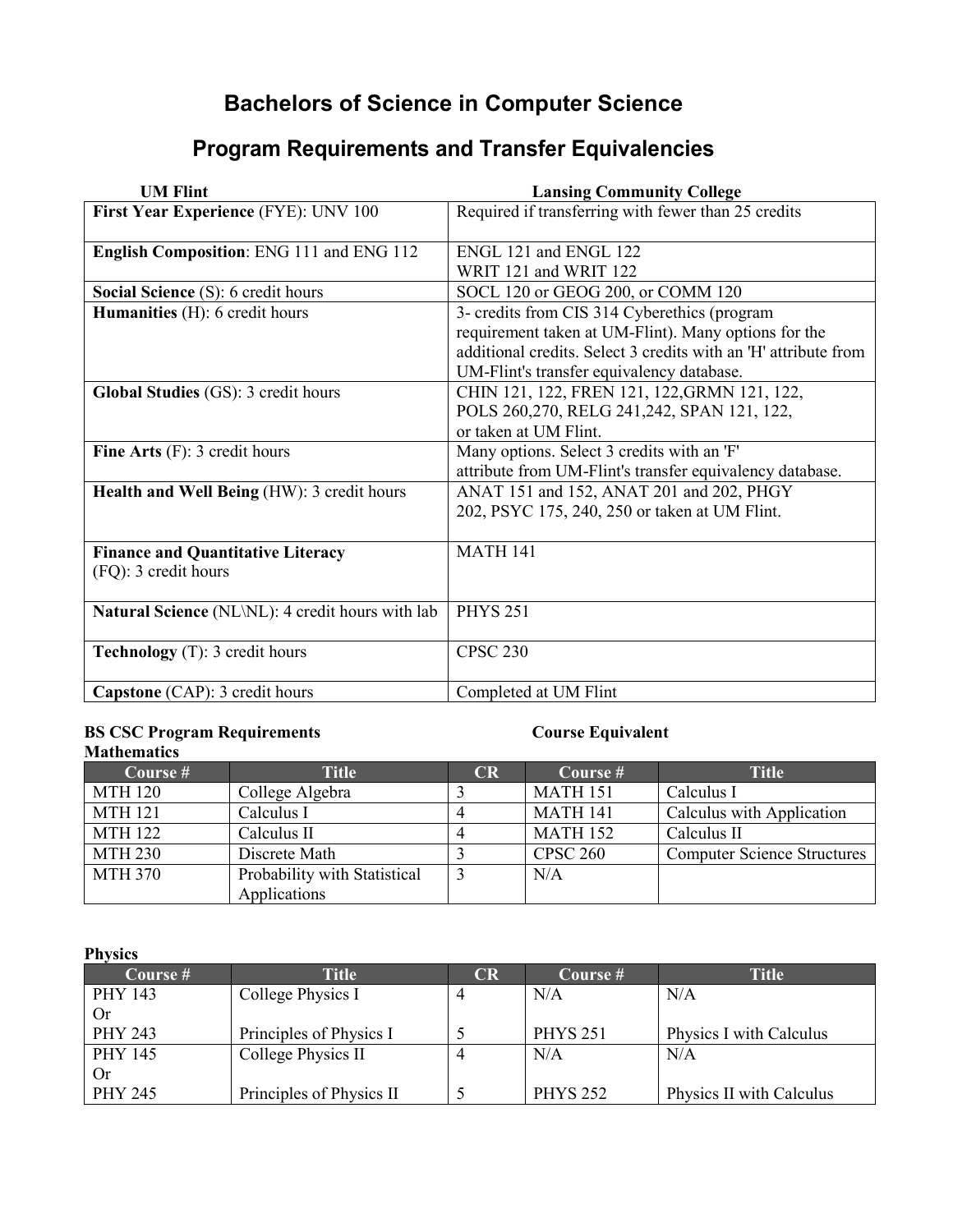# Bachelors of Science in Computer Science

## Program Requirements and Transfer Equivalencies

| UM Flint | Lansing Community College |
|---|---|
| **First Year Experience** (FYE): UNV 100 | Required if transferring with fewer than 25 credits |
| **English Composition**: ENG 111 and ENG 112 | ENGL 121 and ENGL 122<br>WRIT 121 and WRIT 122 |
| **Social Science** (S): 6 credit hours | SOCL 120 or GEOG 200, or COMM 120 |
| **Humanities** (H): 6 credit hours | 3- credits from CIS 314 Cyberethics (program requirement taken at UM-Flint). Many options for the additional credits. Select 3 credits with an 'H' attribute from UM-Flint's transfer equivalency database. |
| **Global Studies** (GS): 3 credit hours | CHIN 121, 122, FREN 121, 122,GRMN 121, 122, POLS 260,270, RELG 241,242, SPAN 121, 122, or taken at UM Flint. |
| **Fine Arts** (F): 3 credit hours | Many options. Select 3 credits with an 'F' attribute from UM-Flint's transfer equivalency database. |
| **Health and Well Being** (HW): 3 credit hours | ANAT 151 and 152, ANAT 201 and 202, PHGY 202, PSYC 175, 240, 250 or taken at UM Flint. |
| **Finance and Quantitative Literacy** (FQ): 3 credit hours | MATH 141 |
| **Natural Science** (NL\NL): 4 credit hours with lab | PHYS 251 |
| **Technology** (T): 3 credit hours | CPSC 230 |
| **Capstone** (CAP): 3 credit hours | Completed at UM Flint |

**BS CSC Program Requirements** **Course Equivalent**

**Mathematics**

| Course # | Title | CR | Course # | Title |
|---|---|---|---|---|
| MTH 120 | College Algebra | 3 | MATH 151 | Calculus I |
| MTH 121 | Calculus I | 4 | MATH 141 | Calculus with Application |
| MTH 122 | Calculus II | 4 | MATH 152 | Calculus II |
| MTH 230 | Discrete Math | 3 | CPSC 260 | Computer Science Structures |
| MTH 370 | Probability with Statistical Applications | 3 | N/A | |

**Physics**

| Course # | Title | CR | Course # | Title |
|---|---|---|---|---|
| PHY 143<br>Or<br>PHY 243 | College Physics I<br><br>Principles of Physics I | 4<br><br>5 | N/A<br><br>PHYS 251 | N/A<br><br>Physics I with Calculus |
| PHY 145<br>Or<br>PHY 245 | College Physics II<br><br>Principles of Physics II | 4<br><br>5 | N/A<br><br>PHYS 252 | N/A<br><br>Physics II with Calculus |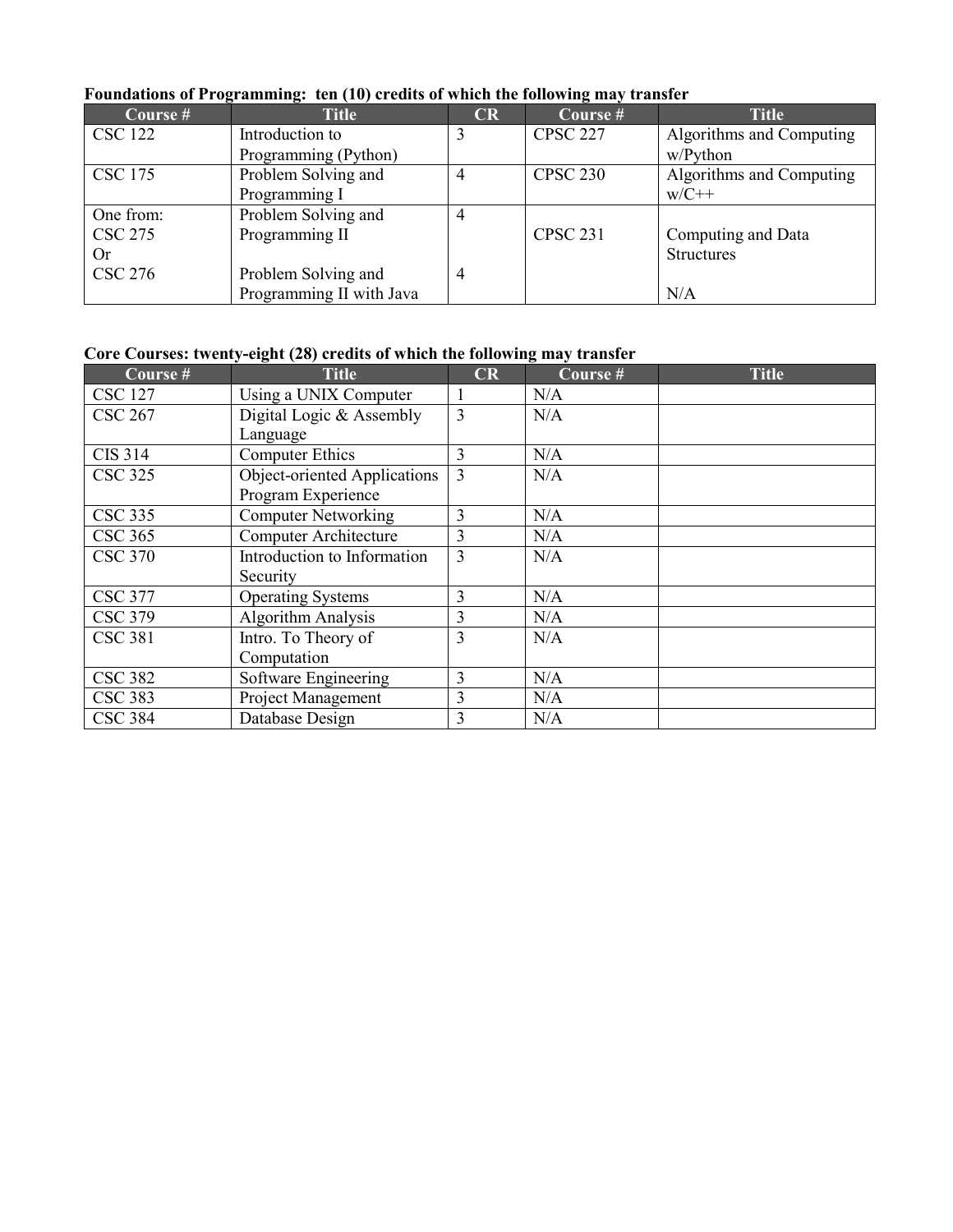**Foundations of Programming: ten (10) credits of which the following may transfer**

| Course # | Title | CR | Course # | Title |
|---|---|---|---|---|
| CSC 122 | Introduction to Programming (Python) | 3 | CPSC 227 | Algorithms and Computing w/Python |
| CSC 175 | Problem Solving and Programming I | 4 | CPSC 230 | Algorithms and Computing w/C++ |
| One from: CSC 275 Or CSC 276 | Problem Solving and Programming II<br>Problem Solving and Programming II with Java | 4<br>4 | CPSC 231 | Computing and Data Structures<br>N/A |

**Core Courses: twenty-eight (28) credits of which the following may transfer**

| Course # | Title | CR | Course # | Title |
|---|---|---|---|---|
| CSC 127 | Using a UNIX Computer | 1 | N/A | |
| CSC 267 | Digital Logic & Assembly Language | 3 | N/A | |
| CIS 314 | Computer Ethics | 3 | N/A | |
| CSC 325 | Object-oriented Applications Program Experience | 3 | N/A | |
| CSC 335 | Computer Networking | 3 | N/A | |
| CSC 365 | Computer Architecture | 3 | N/A | |
| CSC 370 | Introduction to Information Security | 3 | N/A | |
| CSC 377 | Operating Systems | 3 | N/A | |
| CSC 379 | Algorithm Analysis | 3 | N/A | |
| CSC 381 | Intro. To Theory of Computation | 3 | N/A | |
| CSC 382 | Software Engineering | 3 | N/A | |
| CSC 383 | Project Management | 3 | N/A | |
| CSC 384 | Database Design | 3 | N/A | |